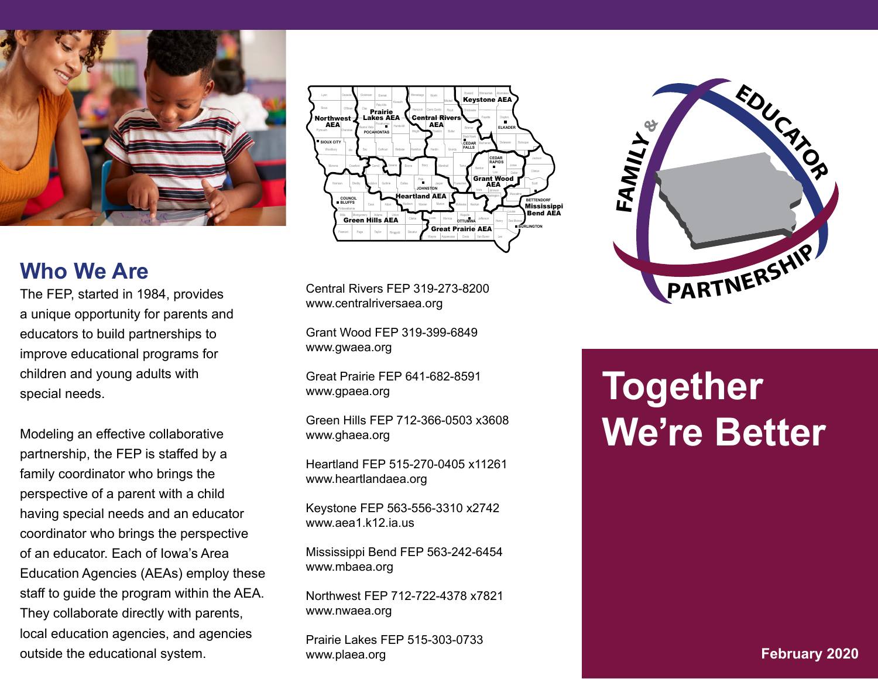## Who We Are

The FEP, started in 1984, provides a unique opportunity for parents and educators to build partnerships to improve educational programs for children and young adults with special needs.

Modeling an effective collaborative partnership, the FEP is staffed by a family coordinator who brings the perspective of a parent with a child having special needs and an educator coordinator who brings the perspective of an educator. Each of Iowa's Area Education Agencies (AEAs) employ these staff to guide the program within the AEA. They collaborate directly with parents, local education agencies, and agencies outside the educational system.

Central Rivers FEP 319-273-8200
www.centralriversaea.org

Grant Wood FEP 319-399-6849
www.gwaea.org

Great Prairie FEP 641-682-8591
www.gpaea.org

Green Hills FEP 712-366-0503 x3608
www.ghaea.org

Heartland FEP 515-270-0405 x11261
www.heartlandaea.org

Keystone FEP 563-556-3310 x2742
www.aea1.k12.ia.us

Mississippi Bend FEP 563-242-6454
www.mbaea.org

Northwest FEP 712-722-4378 x7821
www.nwaea.org

Prairie Lakes FEP 515-303-0733
www.plaea.org

FAMILY & EDUCATOR PARTNERSHIP

# Together We're Better

**February 2020**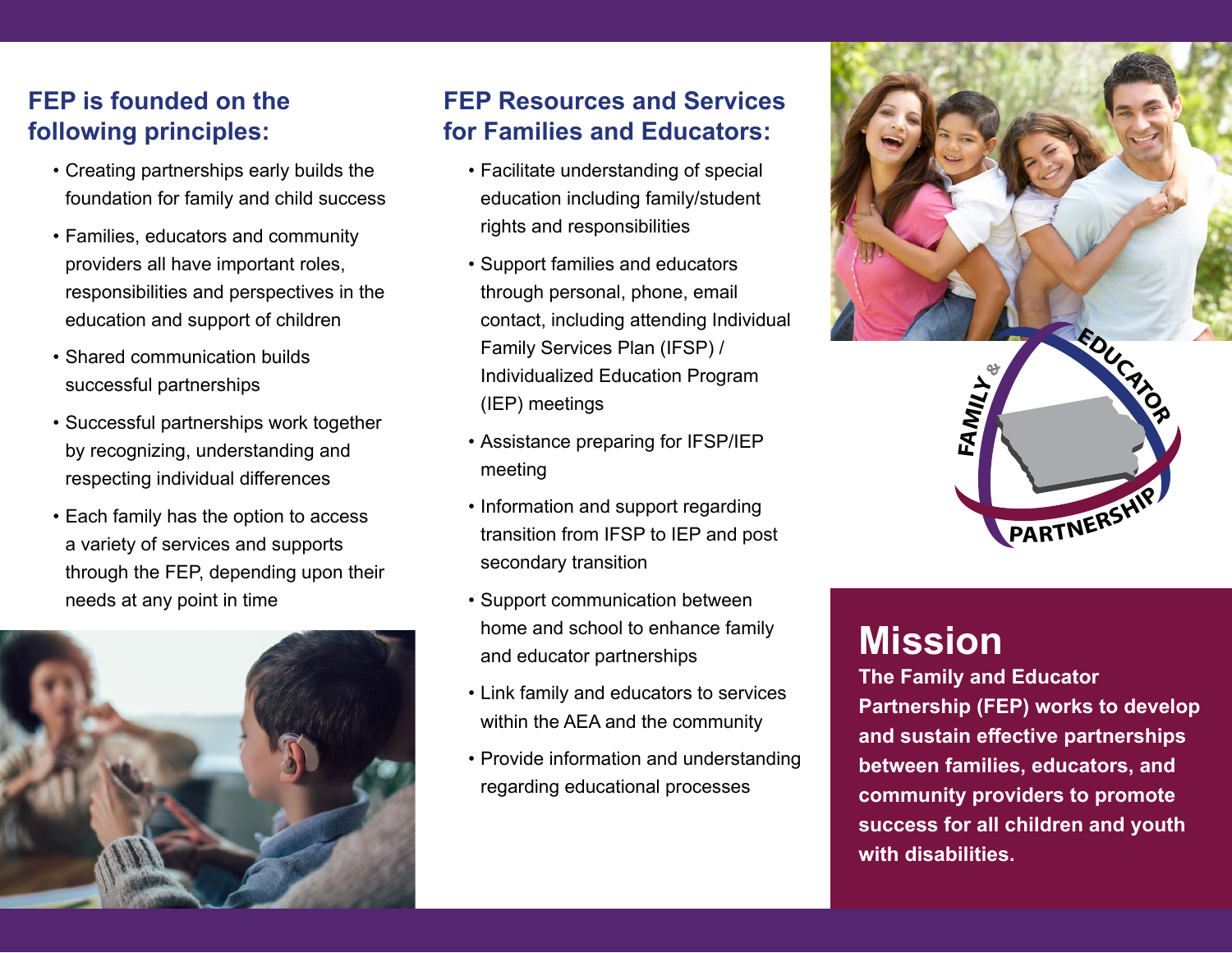## FEP is founded on the following principles:

- Creating partnerships early builds the foundation for family and child success
- Families, educators and community providers all have important roles, responsibilities and perspectives in the education and support of children
- Shared communication builds successful partnerships
- Successful partnerships work together by recognizing, understanding and respecting individual differences
- Each family has the option to access a variety of services and supports through the FEP, depending upon their needs at any point in time

## FEP Resources and Services for Families and Educators:

- Facilitate understanding of special education including family/student rights and responsibilities
- Support families and educators through personal, phone, email contact, including attending Individual Family Services Plan (IFSP) / Individualized Education Program (IEP) meetings
- Assistance preparing for IFSP/IEP meeting
- Information and support regarding transition from IFSP to IEP and post secondary transition
- Support communication between home and school to enhance family and educator partnerships
- Link family and educators to services within the AEA and the community
- Provide information and understanding regarding educational processes

FAMILY & EDUCATOR PARTNERSHIP

# Mission

**The Family and Educator Partnership (FEP) works to develop and sustain effective partnerships between families, educators, and community providers to promote success for all children and youth with disabilities.**